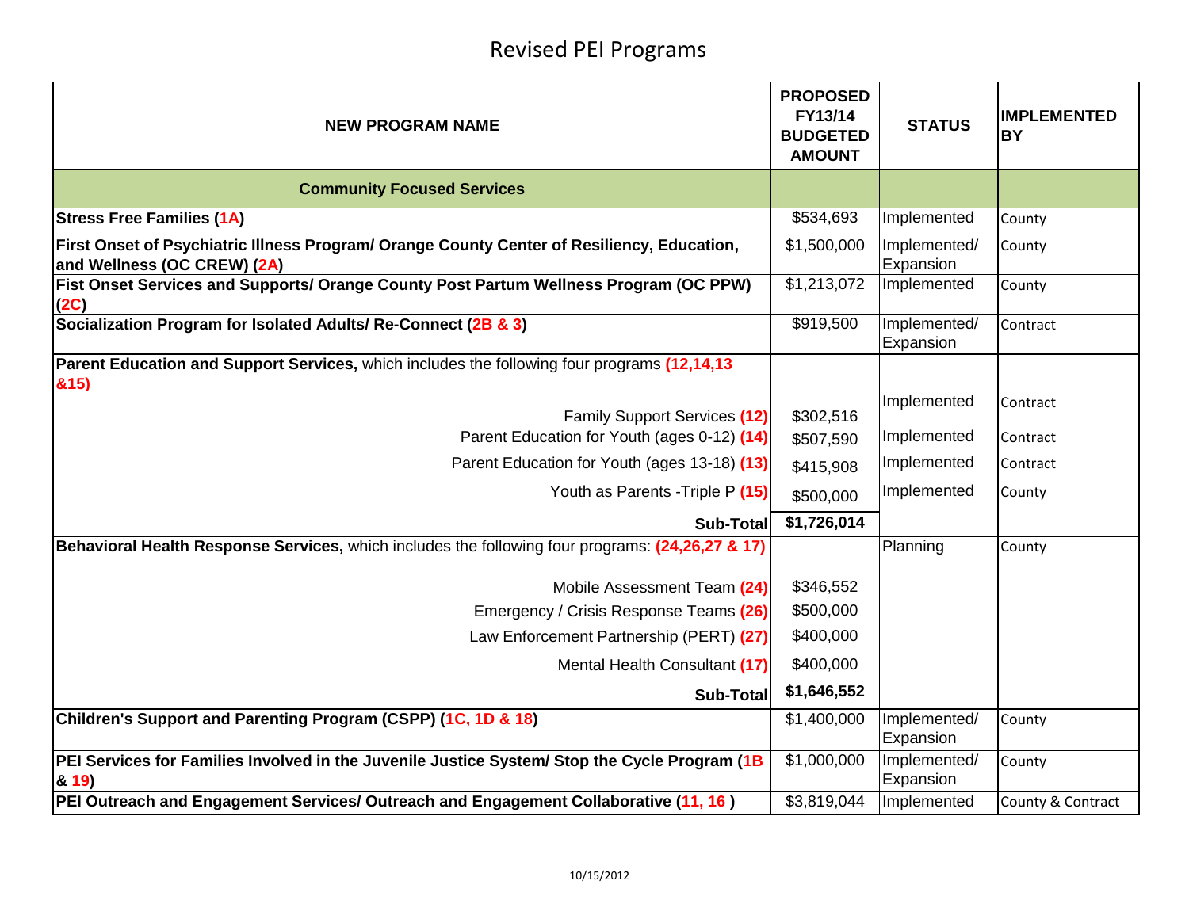# Revised PEI Programs

| NEW PROGRAM NAME | PROPOSED FY13/14 BUDGETED AMOUNT | STATUS | IMPLEMENTED BY |
|---|---|---|---|
| **Community Focused Services** | | | |
| **Stress Free Families (1A)** | $534,693 | Implemented | County |
| **First Onset of Psychiatric Illness Program/ Orange County Center of Resiliency, Education, and Wellness (OC CREW) (2A)** | $1,500,000 | Implemented/ Expansion | County |
| **Fist Onset Services and Supports/ Orange County Post Partum Wellness Program (OC PPW) (2C)** | $1,213,072 | Implemented | County |
| **Socialization Program for Isolated Adults/ Re-Connect (2B & 3)** | $919,500 | Implemented/ Expansion | Contract |
| **Parent Education and Support Services,** which includes the following four programs **(12,14,13 &15)** | | | |
| Family Support Services **(12)** | $302,516 | Implemented | Contract |
| Parent Education for Youth (ages 0-12) **(14)** | $507,590 | Implemented | Contract |
| Parent Education for Youth (ages 13-18) **(13)** | $415,908 | Implemented | Contract |
| Youth as Parents -Triple P **(15)** | $500,000 | Implemented | County |
| **Sub-Total** | **$1,726,014** | | |
| **Behavioral Health Response Services,** which includes the following four programs: **(24,26,27 & 17)** | | Planning | County |
| Mobile Assessment Team **(24)** | $346,552 | | |
| Emergency / Crisis Response Teams **(26)** | $500,000 | | |
| Law Enforcement Partnership (PERT) **(27)** | $400,000 | | |
| Mental Health Consultant **(17)** | $400,000 | | |
| **Sub-Total** | **$1,646,552** | | |
| **Children's Support and Parenting Program (CSPP) (1C, 1D & 18)** | $1,400,000 | Implemented/ Expansion | County |
| **PEI Services for Families Involved in the Juvenile Justice System/ Stop the Cycle Program (1B & 19)** | $1,000,000 | Implemented/ Expansion | County |
| **PEI Outreach and Engagement Services/ Outreach and Engagement Collaborative (11, 16 )** | $3,819,044 | Implemented | County & Contract |

10/15/2012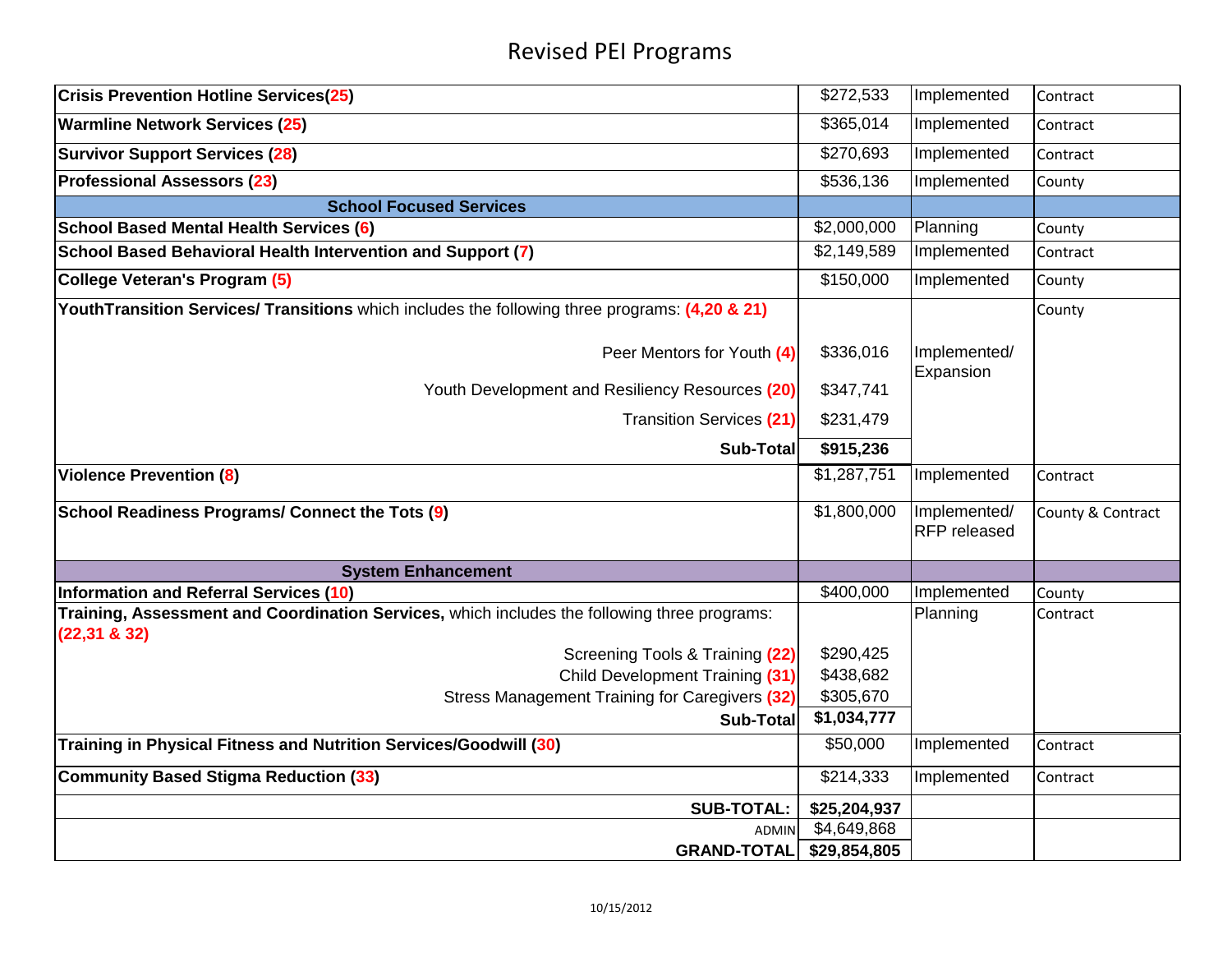# Revised PEI Programs

| | | | |
|---|---|---|---|
| **Crisis Prevention Hotline Services(25)** | $272,533 | Implemented | Contract |
| **Warmline Network Services (25)** | $365,014 | Implemented | Contract |
| **Survivor Support Services (28)** | $270,693 | Implemented | Contract |
| **Professional Assessors (23)** | $536,136 | Implemented | County |
| **School Focused Services** | | | |
| **School Based Mental Health Services (6)** | $2,000,000 | Planning | County |
| **School Based Behavioral Health Intervention and Support (7)** | $2,149,589 | Implemented | Contract |
| **College Veteran's Program (5)** | $150,000 | Implemented | County |
| **YouthTransition Services/ Transitions** which includes the following three programs: **(4,20 & 21)** | | | County |
| Peer Mentors for Youth **(4)** | $336,016 | Implemented/ Expansion | |
| Youth Development and Resiliency Resources **(20)** | $347,741 | | |
| Transition Services **(21)** | $231,479 | | |
| **Sub-Total** | **$915,236** | | |
| **Violence Prevention (8)** | $1,287,751 | Implemented | Contract |
| **School Readiness Programs/ Connect the Tots (9)** | $1,800,000 | Implemented/ RFP released | County & Contract |
| **System Enhancement** | | | |
| **Information and Referral Services (10)** | $400,000 | Implemented | County |
| **Training, Assessment and Coordination Services,** which includes the following three programs: **(22,31 & 32)** | | Planning | Contract |
| Screening Tools & Training **(22)** | $290,425 | | |
| Child Development Training **(31)** | $438,682 | | |
| Stress Management Training for Caregivers **(32)** | $305,670 | | |
| **Sub-Total** | **$1,034,777** | | |
| **Training in Physical Fitness and Nutrition Services/Goodwill (30)** | $50,000 | Implemented | Contract |
| **Community Based Stigma Reduction (33)** | $214,333 | Implemented | Contract |
| **SUB-TOTAL:** | **$25,204,937** | | |
| ADMIN | $4,649,868 | | |
| **GRAND-TOTAL** | **$29,854,805** | | |

10/15/2012